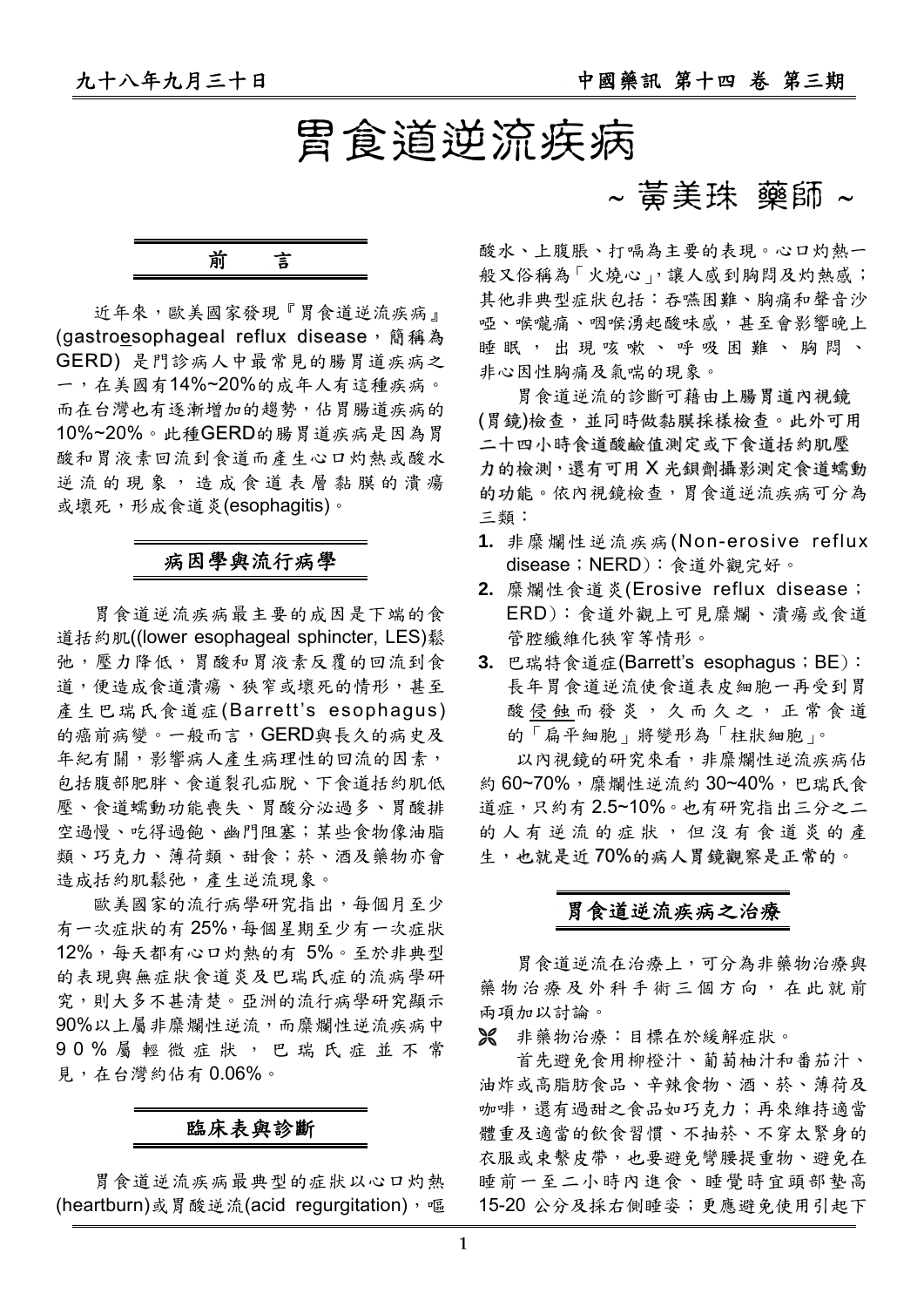# 胃食道逆流疾病

~ 黃美珠 藥師 ~

## 前　　言

近年來，歐美國家發現『胃食道逆流疾病』(gastroesophageal reflux disease，簡稱為 GERD) 是門診病人中最常見的腸胃道疾病之一，在美國有14%~20%的成年人有這種疾病。而在台灣也有逐漸增加的趨勢，佔胃腸道疾病的10%~20%。此種GERD的腸胃道疾病是因為胃酸和胃液素回流到食道而產生心口灼熱或酸水逆流的現象，造成食道表層黏膜的潰瘍或壞死，形成食道炎(esophagitis)。

## 病因學與流行病學

胃食道逆流疾病最主要的成因是下端的食道括約肌((lower esophageal sphincter, LES)鬆弛，壓力降低，胃酸和胃液素反覆的回流到食道，便造成食道潰瘍、狹窄或壞死的情形，甚至產生巴瑞氏食道症(Barrett's esophagus)的癌前病變。一般而言，GERD與長久的病史及年紀有關，影響病人產生病理性的回流的因素，包括腹部肥胖、食道裂孔疝脫、下食道括約肌低壓、食道蠕動功能喪失、胃酸分泌過多、胃酸排空過慢、吃得過飽、幽門阻塞；某些食物像油脂類、巧克力、薄荷類、甜食；菸、酒及藥物亦會造成括約肌鬆弛，產生逆流現象。

歐美國家的流行病學研究指出，每個月至少有一次症狀的有 25%，每個星期至少有一次症狀 12%，每天都有心口灼熱的有 5%。至於非典型的表現與無症狀食道炎及巴瑞氏症的流病學研究，則大多不甚清楚。亞洲的流行病學研究顯示 90%以上屬非糜爛性逆流，而糜爛性逆流疾病中 90%屬輕微症狀，巴瑞氏症並不常見，在台灣約佔有 0.06%。

## 臨床表與診斷

胃食道逆流疾病最典型的症狀以心口灼熱(heartburn)或胃酸逆流(acid regurgitation)，嘔酸水、上腹脹、打嗝為主要的表現。心口灼熱一般又俗稱為「火燒心」，讓人感到胸悶及灼熱感；其他非典型症狀包括：吞嚥困難、胸痛和聲音沙啞、喉嚨痛、咽喉湧起酸味感，甚至會影響晚上睡眠，出現咳嗽、呼吸困難、胸悶、非心因性胸痛及氣喘的現象。

胃食道逆流的診斷可藉由上腸胃道內視鏡(胃鏡)檢查，並同時做黏膜採樣檢查。此外可用二十四小時食道酸鹼值測定或下食道括約肌壓力的檢測，還有可用 X 光鋇劑攝影測定食道蠕動的功能。依內視鏡檢查，胃食道逆流疾病可分為三類：

1. 非糜爛性逆流疾病(Non-erosive reflux disease；NERD)：食道外觀完好。
2. 糜爛性食道炎(Erosive reflux disease；ERD)：食道外觀上可見糜爛、潰瘍或食道管腔纖維化狹窄等情形。
3. 巴瑞特食道症(Barrett's esophagus；BE)：長年胃食道逆流使食道表皮細胞一再受到胃酸侵蝕而發炎，久而久之，正常食道的「扁平細胞」將變形為「柱狀細胞」。

以內視鏡的研究來看，非糜爛性逆流疾病佔約 60~70%，糜爛性逆流約 30~40%，巴瑞氏食道症，只約有 2.5~10%。也有研究指出三分之二的人有逆流的症狀，但沒有食道炎的產生，也就是近 70%的病人胃鏡觀察是正常的。

## 胃食道逆流疾病之治療

胃食道逆流在治療上，可分為非藥物治療與藥物治療及外科手術三個方向，在此就前兩項加以討論。

⌘ 非藥物治療：目標在於緩解症狀。

首先避免食用柳橙汁、葡萄柚汁和番茄汁、油炸或高脂肪食品、辛辣食物、酒、菸、薄荷及咖啡，還有過甜之食品如巧克力；再來維持適當體重及適當的飲食習慣、不抽菸、不穿太緊身的衣服或束緊皮帶，也要避免彎腰提重物、避免在睡前一至二小時內進食、睡覺時宜頭部墊高 15-20 公分及採右側睡姿；更應避免使用引起下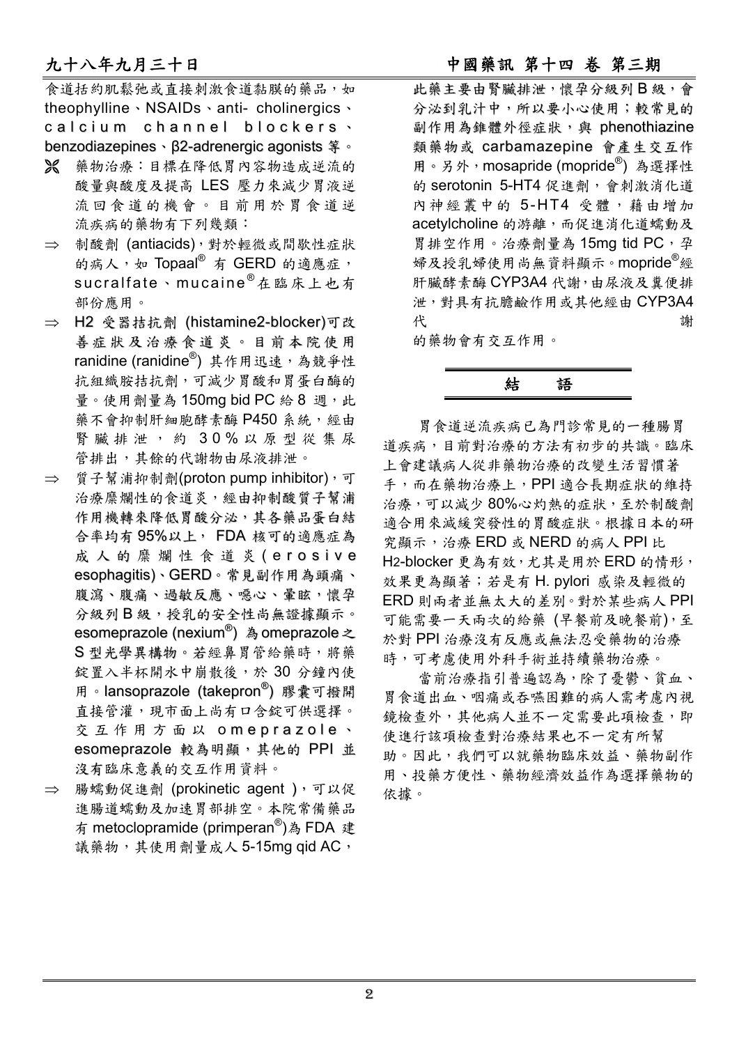食道括約肌鬆弛或直接刺激食道黏膜的藥品，如 theophylline、NSAIDs、anti- cholinergics、calcium channel blockers、benzodiazepines、β2-adrenergic agonists 等。

- 藥物治療：目標在降低胃內容物造成逆流的酸量與酸度及提高 LES 壓力來減少胃液逆流回食道的機會。目前用於胃食道逆流疾病的藥物有下列幾類：

⇒ 制酸劑 (antiacids)，對於輕微或間歇性症狀的病人，如 Topaal® 有 GERD 的適應症，sucralfate、mucaine® 在臨床上也有部份應用。

⇒ H2 受器拮抗劑 (histamine2-blocker)可改善症狀及治療食道炎。目前本院使用 ranidine (ranidine®) 其作用迅速，為競爭性抗組織胺拮抗劑，可減少胃酸和胃蛋白酶的量。使用劑量為 150mg bid PC 給 8 週，此藥不會抑制肝細胞酵素酶 P450 系統，經由腎臟排泄，約 30% 以原型從集尿管排出，其餘的代謝物由尿液排泄。

⇒ 質子幫浦抑制劑(proton pump inhibitor)，可治療糜爛性的食道炎，經由抑制酸質子幫浦作用機轉來降低胃酸分泌，其各藥品蛋白結合率均有 95%以上， FDA 核可的適應症為成人的糜爛性食道炎(erosive esophagitis)、GERD。常見副作用為頭痛、腹瀉、腹痛、過敏反應、噁心、暈眩，懷孕分級列 B 級，授乳的安全性尚無證據顯示。esomeprazole (nexium®) 為 omeprazole 之 S 型光學異構物。若經鼻胃管給藥時，將藥錠置入半杯開水中崩散後，於 30 分鐘內使用。lansoprazole (takepron®) 膠囊可撥開直接管灌，現市面上尚有口含錠可供選擇。交互作用方面以 omeprazole、esomeprazole 較為明顯，其他的 PPI 並沒有臨床意義的交互作用資料。

⇒ 腸蠕動促進劑 (prokinetic agent )，可以促進腸道蠕動及加速胃部排空。本院常備藥品有 metoclopramide (primperan®)為 FDA 建議藥物，其使用劑量成人 5-15mg qid AC，此藥主要由腎臟排泄，懷孕分級列 B 級，會分泌到乳汁中，所以要小心使用；較常見的副作用為錐體外徑症狀，與 phenothiazine 類藥物或 carbamazepine 會產生交互作用。另外，mosapride (mopride®) 為選擇性的 serotonin 5-HT4 促進劑，會刺激消化道內神經叢中的 5-HT4 受體，藉由增加 acetylcholine 的游離，而促進消化道蠕動及胃排空作用。治療劑量為 15mg tid PC，孕婦及授乳婦使用尚無資料顯示。mopride®經肝臟酵素酶 CYP3A4 代謝，由尿液及糞便排泄，對具有抗膽鹼作用或其他經由 CYP3A4 代謝的藥物會有交互作用。

## 結　　語

胃食道逆流疾病已為門診常見的一種腸胃道疾病，目前對治療的方法有初步的共識。臨床上會建議病人從非藥物治療的改變生活習慣著手，而在藥物治療上，PPI 適合長期症狀的維持治療，可以減少 80%心灼熱的症狀，至於制酸劑適合用來減緩突發性的胃酸症狀。根據日本的研究顯示，治療 ERD 或 NERD 的病人 PPI 比 H2-blocker 更為有效，尤其是用於 ERD 的情形，效果更為顯著；若是有 H. pylori 感染及輕微的 ERD 則兩者並無太大的差別。對於某些病人 PPI 可能需要一天兩次的給藥 (早餐前及晚餐前)，至於對 PPI 治療沒有反應或無法忍受藥物的治療時，可考慮使用外科手術並持續藥物治療。

當前治療指引普遍認為，除了憂鬱、貧血、胃食道出血、咽痛或吞嚥困難的病人需考慮內視鏡檢查外，其他病人並不一定需要此項檢查，即使進行該項檢查對治療結果也不一定有所幫助。因此，我們可以就藥物臨床效益、藥物副作用、投藥方便性、藥物經濟效益作為選擇藥物的依據。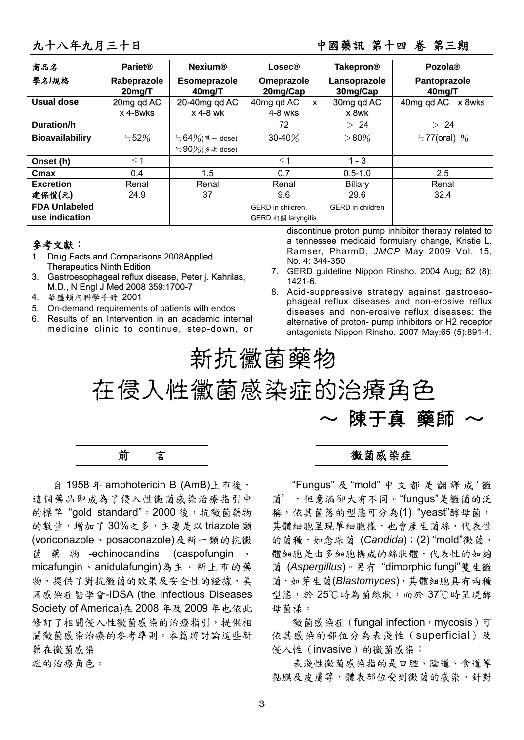| 商品名 | **Pariet®** | **Nexium®** | **Losec®** | **Takepron®** | **Pozola®** |
|---|---|---|---|---|---|
| 學名/規格 | **Rabeprazole 20mg/T** | **Esomeprazole 40mg/T** | **Omeprazole 20mg/Cap** | **Lansoprazole 30mg/Cap** | **Pantoprazole 40mg/T** |
| **Usual dose** | 20mg qd AC x 4-8wks | 20-40mg qd AC x 4-8 wk | 40mg qd AC x 4-8 wks | 30mg qd AC x 8wk | 40mg qd AC x 8wks |
| **Duration/h** | | | 72 | ＞ 24 | ＞ 24 |
| **Bioavailabiliry** | ≒52% | ≒64%(單一 dose) ≒90%(多次 dose) | 30-40% | ＞80% | ≒77(oral) % |
| **Onset (h)** | ≦1 | — | ≦1 | 1 - 3 | — |
| **Cmax** | 0.4 | 1.5 | 0.7 | 0.5-1.0 | 2.5 |
| **Excretion** | Renal | Renal | Renal | Biliary | Renal |
| **建保價(元)** | 24.9 | 37 | 9.6 | 29.6 | 32.4 |
| **FDA Unlabeled use indication** | | | GERD in children, GERD 相關 laryngitis | GERD in children | |

### 參考文獻：

1. Drug Facts and Comparisons 2008Applied Therapeutics Ninth Edition
3. Gastroesophageal reflux disease, Peter j. Kahrilas, M.D., N Engl J Med 2008 359:1700-7
4. 華盛頓內科學手冊 2001
5. On-demand requirements of patients with endos
6. Results of an Intervention in an academic internal medicine clinic to continue, step-down, or discontinue proton pump inhibitor therapy related to a tennessee medicaid formulary change, Kristie L. Ramser, PharmD, *JMCP* May 2009 Vol. 15, No. 4: 344-350
7. GERD guideline Nippon Rinsho. 2004 Aug; 62 (8): 1421-6.
8. Acid-suppressive strategy against gastroesophageal reflux diseases and non-erosive reflux diseases and non-erosive reflux diseases: the alternative of proton- pump inhibitors or H2 receptor antagonists Nippon Rinsho. 2007 May;65 (5):891-4.

# 新抗黴菌藥物
# 在侵入性黴菌感染症的治療角色

**～ 陳于真 藥師 ～**

## 前　　言

自 1958 年 amphotericin B (AmB)上市後，這個藥品即成為了侵入性黴菌感染治療指引中的標竿 "gold standard"。2000 後，抗黴菌藥物的數量，增加了 30%之多，主要是以 triazole 類(voriconazole、posaconazole)及新一類的抗黴菌藥物-echinocandins (caspofungin、micafungin、anidulafungin)為主。新上市的藥物，提供了對抗黴菌的效果及安全性的證據，美國感染症醫學會-IDSA (the Infectious Diseases Society of America)在 2008 年及 2009 年也依此修訂了相關侵入性黴菌感染的治療指引，提供相關黴菌感染治療的參考準則。本篇將討論這些新藥在黴菌感染症的治療角色。

## 黴菌感染症

"Fungus" 及 "mold" 中文都是翻譯成'黴菌'，但意涵卻大有不同。"fungus"是黴菌的泛稱，依其菌落的型態可分為(1) "yeast"酵母菌，其體細胞呈現單細胞樣，也會產生菌絲，代表性的菌種，如念珠菌 (*Candida*)；(2) "mold"黴菌，體細胞是由多細胞構成的絲狀體，代表性的如麴菌 (*Aspergillus*)。另有 "dimorphic fungi"雙生黴菌，如芽生菌(*Blastomyces*)，其體細胞具有兩種型態，於 25℃時為菌絲狀，而於 37℃時呈現酵母菌樣。

黴菌感染症（fungal infection，mycosis）可依其感染的部位分為表淺性（superficial）及侵入性（invasive）的黴菌感染：

表淺性黴菌感染指的是口腔、陰道、食道等黏膜及皮膚等，體表部位受到黴菌的感染。針對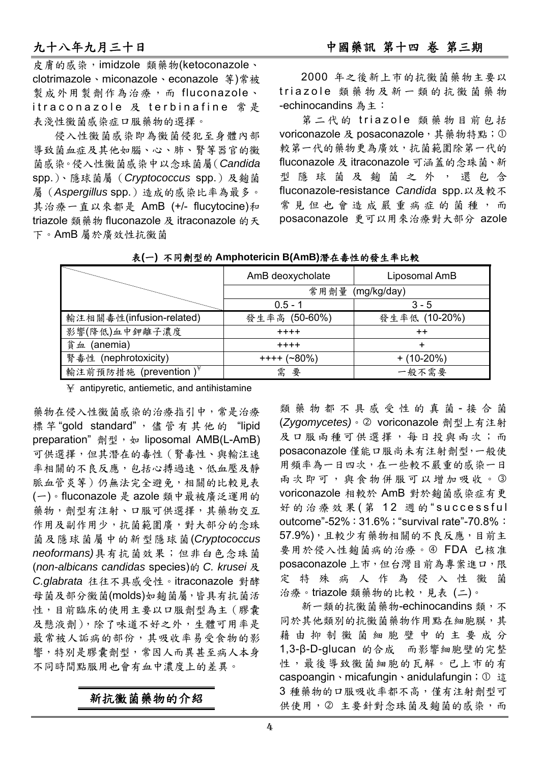皮膚的感染，imidzole 類藥物(ketoconazole、clotrimazole、miconazole、econazole 等)常被製成外用製劑作為治療，而 fluconazole、itraconazole 及 terbinafine 常是表淺性黴菌感染症口服藥物的選擇。

侵入性黴菌感染即為黴菌侵犯至身體內部導致菌血症及其他如腦、心、肺、腎等器官的黴菌感染。侵入性黴菌感染中以念珠菌屬(*Candida* spp.)、隱球菌屬（*Cryptococcus* spp.）及麴菌屬（*Aspergillus* spp.）造成的感染比率為最多。其治療一直以來都是 AmB (+/- flucytocine)和 triazole 類藥物 fluconazole 及 itraconazole 的天下。AmB 屬於廣效性抗黴菌藥物在侵入性黴菌感染的治療指引中，常是治療標竿"gold standard"，儘管有其他的 "lipid preparation" 劑型，如 liposomal AMB(L-AmB)可供選擇，但其潛在的毒性（腎毒性、與輸注速率相關的不良反應，包括心搏過速、低血壓及靜脈血管炎等）仍無法完全避免，相關的比較見表(一)。fluconazole 是 azole 類中最被廣泛運用的藥物，劑型有注射、口服可供選擇，其藥物交互作用及副作用少，抗菌範圍廣，對大部分的念珠菌及隱球菌屬中的新型隱球菌(*Cryptococcus neoformans)*具有抗菌效果；但非白色念珠菌(*non-albicans candidas* species)的 *C. krusei* 及 *C.glabrata* 往往不具感受性。itraconazole 對酵母菌及部分黴菌(molds)如麴菌屬，皆具有抗菌活性，目前臨床的使用主要以口服劑型為主（膠囊及懸液劑)，除了味道不好之外，生體可用率是最常被人詬病的部份，其吸收率易受食物的影響，特別是膠囊劑型，常因人而異甚至病人本身不同時間點服用也會有血中濃度上的差異。

**表(一) 不同劑型的 Amphotericin B(AmB)潛在毒性的發生率比較**

| | AmB deoxycholate | Liposomal AmB |
|---|---|---|
| | 常用劑量 (mg/kg/day) | |
| | 0.5 - 1 | 3 - 5 |
| 輸注相關毒性(infusion-related) | 發生率高 (50-60%) | 發生率低 (10-20%) |
| 影響(降低)血中鉀離子濃度 | ++++ | ++ |
| 貧血 (anemia) | ++++ | + |
| 腎毒性 (nephrotoxicity) | ++++ (~80%) | + (10-20%) |
| 輸注前預防措施 (prevention)¥ | 需 要 | 一般不需要 |

¥ antipyretic, antiemetic, and antihistamine

## 新抗黴菌藥物的介紹

2000 年之後新上市的抗黴菌藥物主要以 triazole 類藥物及新一類的抗黴菌藥物-echinocandins 為主：

第二代的 triazole 類藥物目前包括 voriconazole 及 posaconazole，其藥物特點；① 較第一代的藥物更為廣效，抗菌範圍除第一代的 fluconazole 及 itraconazole 可涵蓋的念珠菌、新型隱球菌及麴菌之外，還包含 fluconazole-resistance *Candida* spp.以及較不常見但也會造成嚴重病症的菌種，而 posaconazole 更可以用來治療對大部分 azole 類藥物都不具感受性的真菌-接合菌(*Zygomycetes)*。② voriconazole 劑型上有注射及口服兩種可供選擇，每日投與兩次；而 posaconazole 僅能口服尚未有注射劑型,一般使用頻率為一日四次，在一些較不嚴重的感染一日兩次即可，與食物併服可以增加吸收。③ voriconazole 相較於 AmB 對於麴菌感染症有更好的治療效果(第 12 週的"successful outcome"-52%：31.6%；"survival rate"-70.8%：57.9%)，且較少有藥物相關的不良反應，目前主要用於侵入性麴菌病的治療。④ FDA 已核准 posaconazole 上市，但台灣目前為專案進口，限定特殊病人作為侵入性黴菌治療。triazole 類藥物的比較，見表 (二)。

新一類的抗黴菌藥物-echinocandins 類，不同於其他類別的抗黴菌藥物作用點在細胞膜，其藉由抑制黴菌細胞壁中的主要成分 1,3-β-D-glucan 的合成 而影響細胞壁的完整性，最後導致黴菌細胞的瓦解。已上市的有 caspoangin、micafungin、anidulafungin；① 這 3 種藥物的口服吸收率都不高，僅有注射劑型可供使用，② 主要針對念珠菌及麴菌的感染，而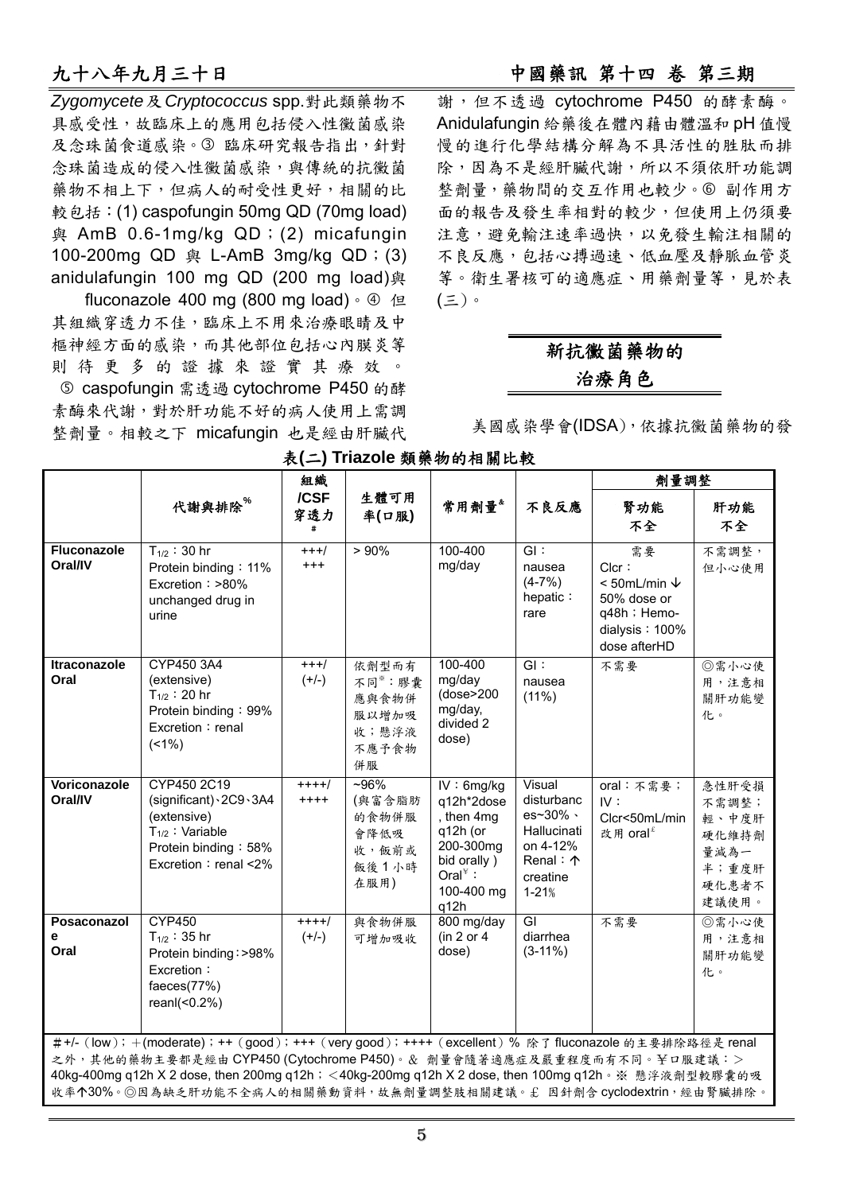*Zygomycete* 及 *Cryptococcus* spp.對此類藥物不具感受性，故臨床上的應用包括侵入性黴菌感染及念珠菌食道感染。③ 臨床研究報告指出，針對念珠菌造成的侵入性黴菌感染，與傳統的抗黴菌藥物不相上下，但病人的耐受性更好，相關的比較包括：(1) caspofungin 50mg QD (70mg load) 與 AmB 0.6-1mg/kg QD；(2) micafungin 100-200mg QD 與 L-AmB 3mg/kg QD；(3) anidulafungin 100 mg QD (200 mg load)與 fluconazole 400 mg (800 mg load)。④ 但其組織穿透力不佳，臨床上不用來治療眼睛及中樞神經方面的感染，而其他部位包括心內膜炎等則待更多的證據來證實其療效。⑤ caspofungin 需透過 cytochrome P450 的酵素酶來代謝，對於肝功能不好的病人使用上需調整劑量。相較之下 micafungin 也是經由肝臟代謝，但不透過 cytochrome P450 的酵素酶。Anidulafungin 給藥後在體內藉由體溫和 pH 值慢慢的進行化學結構分解為不具活性的胜肽而排除，因為不是經肝臟代謝，所以不須依肝功能調整劑量，藥物間的交互作用也較少。⑥ 副作用方面的報告及發生率相對的較少，但使用上仍須要注意，避免輸注速率過快，以免發生輸注相關的不良反應，包括心搏過速、低血壓及靜脈血管炎等。衛生署核可的適應症、用藥劑量等，見於表(三)。

## 新抗黴菌藥物的治療角色

美國感染學會(IDSA)，依據抗黴菌藥物的發

**表(二) Triazole 類藥物的相關比較**

| | 代謝與排除% | 組織/CSF 穿透力# | 生體可用率(口服) | 常用劑量& | 不良反應 | 劑量調整 | |
|---|---|---|---|---|---|---|---|
| | | | | | | 腎功能不全 | 肝功能不全 |
| **Fluconazole Oral/IV** | $T_{1/2}$：30 hr<br>Protein binding：11%<br>Excretion：>80% unchanged drug in urine | +++/+++ | > 90% | 100-400 mg/day | GI：nausea (4-7%)<br>hepatic：rare | 需要<br>Clcr：< 50mL/min ↓ 50% dose or q48h；Hemo-dialysis：100% dose afterHD | 不需調整，但小心使用 |
| **Itraconazole Oral** | CYP450 3A4 (extensive)<br>$T_{1/2}$：20 hr<br>Protein binding：99%<br>Excretion：renal (<1%) | +++/(+/-) | 依劑型而有不同※：膠囊應與食物併服以增加吸收；懸浮液不應予食物併服 | 100-400 mg/day (dose>200 mg/day, divided 2 dose) | GI：nausea (11%) | 不需要 | ◎需小心使用，注意相關肝功能變化。 |
| **Voriconazole Oral/IV** | CYP450 2C19 (significant)、2C9、3A4 (extensive)<br>$T_{1/2}$：Variable<br>Protein binding：58%<br>Excretion：renal <2% | ++++/++++ | ~96% (與富含脂肪的食物併服會降低吸收，飯前或飯後 1 小時在服用) | IV：6mg/kg q12h*2dose, then 4mg q12h (or 200-300mg bid orally )<br>Oral¥：100-400 mg q12h | Visual disturbances~30%、Hallucination 4-12%<br>Renal：↑ creatine 1-21% | oral：不需要；<br>IV：Clcr<50mL/min 改用 oral£ | 急性肝受損不需調整；輕、中度肝硬化維持劑量減為一半；重度肝硬化患者不建議使用。 |
| **Posaconazole Oral** | CYP450<br>$T_{1/2}$：35 hr<br>Protein binding：>98%<br>Excretion：faeces(77%) reanl(<0.2%) | ++++/(+/-) | 與食物併服可增加吸收 | 800 mg/day (in 2 or 4 dose) | GI diarrhea (3-11%) | 不需要 | ◎需小心使用，注意相關肝功能變化。 |

＃+/-（low）；+(moderate)；++（good）；+++（very good）；++++（excellent）% 除了 fluconazole 的主要排除路徑是 renal 之外，其他的藥物主要都是經由 CYP450 (Cytochrome P450)。& 劑量會隨著適應症及嚴重程度而有不同。¥口服建議：> 40kg-400mg q12h X 2 dose, then 200mg q12h；<40kg-200mg q12h X 2 dose, then 100mg q12h。※ 懸浮液劑型較膠囊的吸收率↑30%。◎因為缺乏肝功能不全病人的相關藥動資料，故無劑量調整肢相關建議。£ 因針劑含 cyclodextrin，經由腎臟排除。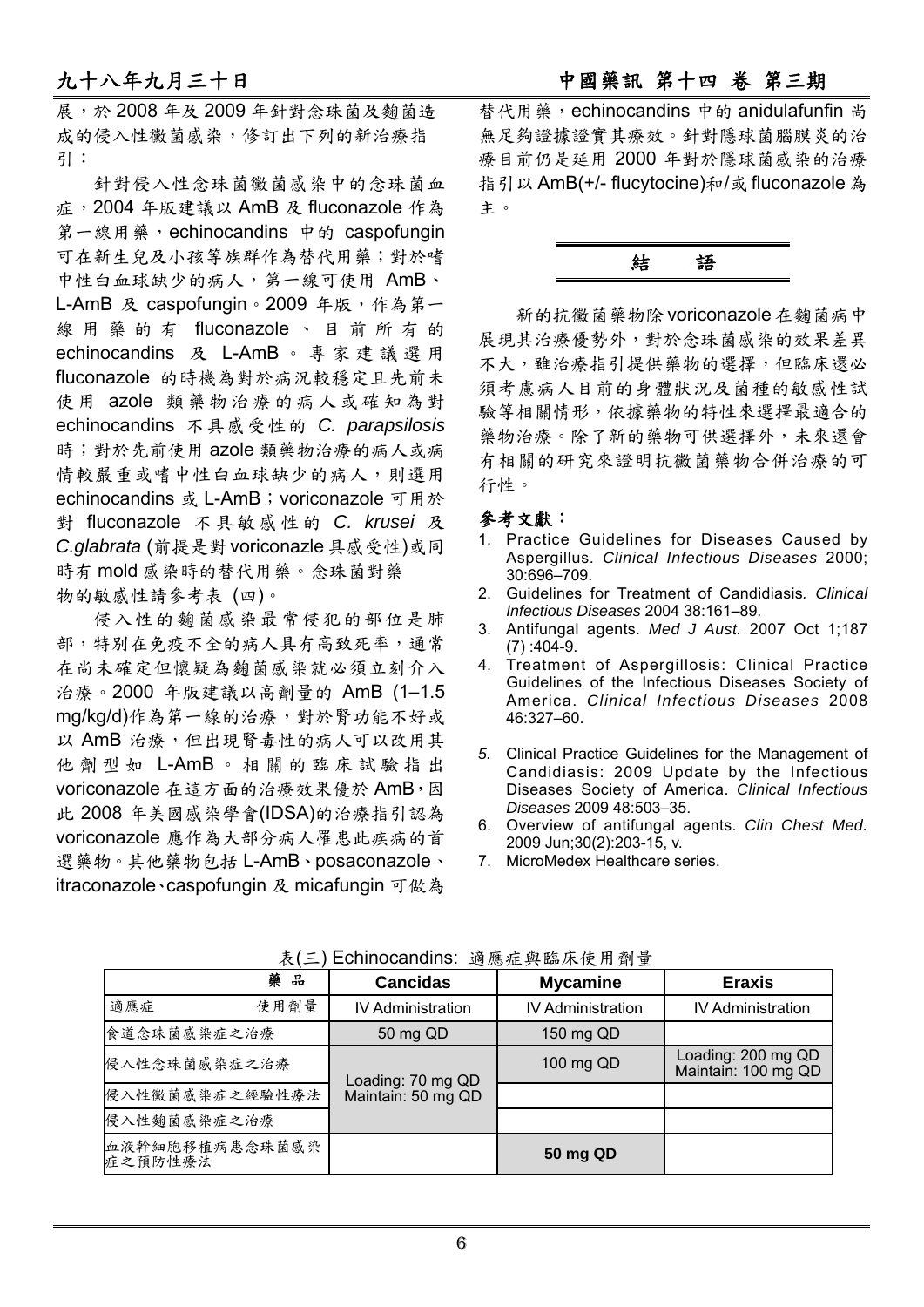展，於 2008 年及 2009 年針對念珠菌及麴菌造成的侵入性黴菌感染，修訂出下列的新治療指引：

針對侵入性念珠菌黴菌感染中的念珠菌血症，2004 年版建議以 AmB 及 fluconazole 作為第一線用藥，echinocandins 中的 caspofungin 可在新生兒及小孩等族群作為替代用藥；對於嗜中性白血球缺少的病人，第一線可使用 AmB、L-AmB 及 caspofungin。2009 年版，作為第一線用藥的有 fluconazole、目前所有的 echinocandins 及 L-AmB。專家建議選用 fluconazole 的時機為對於病況較穩定且先前未使用 azole 類藥物治療的病人或確知為對 echinocandins 不具感受性的 *C. parapsilosis* 時；對於先前使用 azole 類藥物治療的病人或病情較嚴重或嗜中性白血球缺少的病人，則選用 echinocandins 或 L-AmB；voriconazole 可用於對 fluconazole 不具敏感性的 *C. krusei* 及 *C.glabrata* (前提是對 voriconazle 具感受性)或同時有 mold 感染時的替代用藥。念珠菌對藥物的敏感性請參考表 (四)。

侵入性的麴菌感染最常侵犯的部位是肺部，特別在免疫不全的病人具有高致死率，通常在尚未確定但懷疑為麴菌感染就必須立刻介入治療。2000 年版建議以高劑量的 AmB (1–1.5 mg/kg/d)作為第一線的治療，對於腎功能不好或以 AmB 治療，但出現腎毒性的病人可以改用其他劑型如 L-AmB。相關的臨床試驗指出 voriconazole 在這方面的治療效果優於 AmB，因此 2008 年美國感染學會(IDSA)的治療指引認為 voriconazole 應作為大部分病人罹患此疾病的首選藥物。其他藥物包括 L-AmB、posaconazole、itraconazole、caspofungin 及 micafungin 可做為替代用藥，echinocandins 中的 anidulafunfin 尚無足夠證據證實其療效。針對隱球菌腦膜炎的治療目前仍是延用 2000 年對於隱球菌感染的治療指引以 AmB(+/- flucytocine)和/或 fluconazole 為主。

## 結　語

新的抗黴菌藥物除 voriconazole 在麴菌病中展現其治療優勢外，對於念珠菌感染的效果差異不大，雖治療指引提供藥物的選擇，但臨床還必須考慮病人目前的身體狀況及菌種的敏感性試驗等相關情形，依據藥物的特性來選擇最適合的藥物治療。除了新的藥物可供選擇外，未來還會有相關的研究來證明抗黴菌藥物合併治療的可行性。

**參考文獻：**

1. Practice Guidelines for Diseases Caused by Aspergillus. *Clinical Infectious Diseases* 2000; 30:696–709.
2. Guidelines for Treatment of Candidiasis. *Clinical Infectious Diseases* 2004 38:161–89.
3. Antifungal agents. *Med J Aust.* 2007 Oct 1;187 (7) :404-9.
4. Treatment of Aspergillosis: Clinical Practice Guidelines of the Infectious Diseases Society of America. *Clinical Infectious Diseases* 2008 46:327–60.
5. Clinical Practice Guidelines for the Management of Candidiasis: 2009 Update by the Infectious Diseases Society of America. *Clinical Infectious Diseases* 2009 48:503–35.
6. Overview of antifungal agents. *Clin Chest Med.* 2009 Jun;30(2):203-15, v.
7. MicroMedex Healthcare series.

表(三) Echinocandins: 適應症與臨床使用劑量

| 藥品 / 適應症　使用劑量 | **Cancidas** | **Mycamine** | **Eraxis** |
|---|---|---|---|
| | IV Administration | IV Administration | IV Administration |
| 食道念珠菌感染症之治療 | 50 mg QD | 150 mg QD | |
| 侵入性念珠菌感染症之治療 | Loading: 70 mg QD Maintain: 50 mg QD | 100 mg QD | Loading: 200 mg QD Maintain: 100 mg QD |
| 侵入性黴菌感染症之經驗性療法 | | | |
| 侵入性麴菌感染症之治療 | | | |
| 血液幹細胞移植病患念珠菌感染症之預防性療法 | | **50 mg QD** | |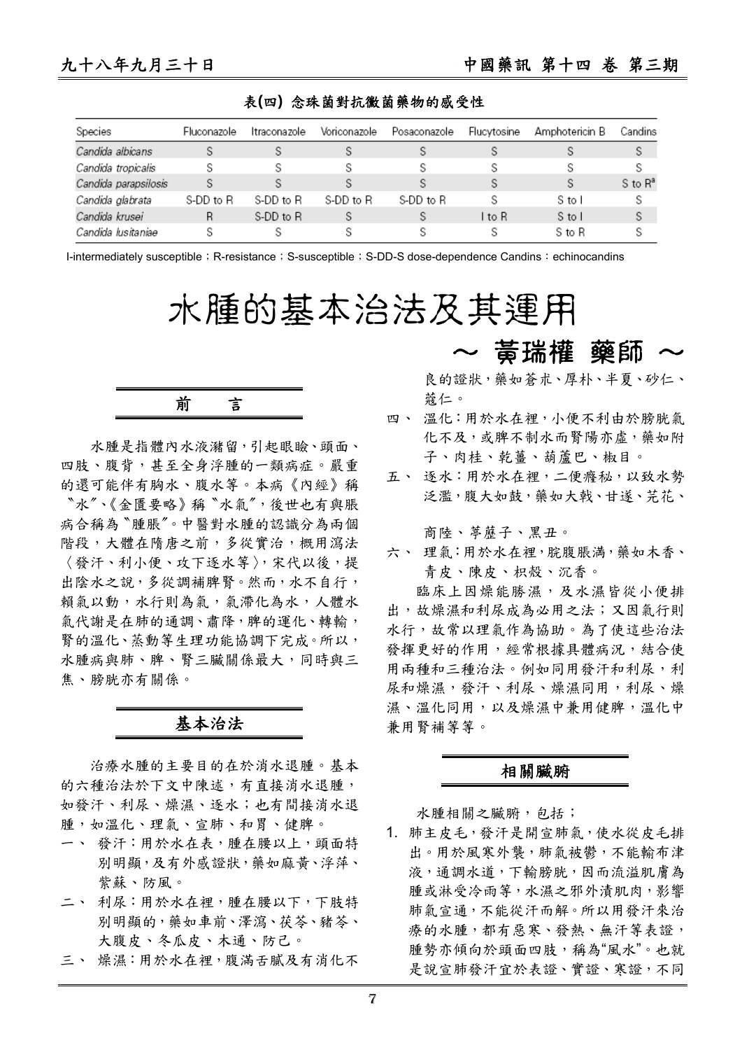表(四) 念珠菌對抗黴菌藥物的感受性

| Species | Fluconazole | Itraconazole | Voriconazole | Posaconazole | Flucytosine | Amphotericin B | Candins |
|---|---|---|---|---|---|---|---|
| *Candida albicans* | S | S | S | S | S | S | S |
| *Candida tropicalis* | S | S | S | S | S | S | S |
| *Candida parapsilosis* | S | S | S | S | S | S | S to R[a] |
| *Candida glabrata* | S-DD to R | S-DD to R | S-DD to R | S-DD to R | S | S to I | S |
| *Candida krusei* | R | S-DD to R | S | S | I to R | S to I | S |
| *Candida lusitaniae* | S | S | S | S | S | S to R | S |

I-intermediately susceptible；R-resistance；S-susceptible；S-DD-S dose-dependence Candins：echinocandins

# 水腫的基本治法及其運用

～ 黃瑞權 藥師 ～

## 前　　言

水腫是指體內水液瀦留，引起眼瞼、頭面、四肢、腹背，甚至全身浮腫的一類病症。嚴重的還可能伴有胸水、腹水等。本病《內經》稱〝水〞、《金匱要略》稱〝水氣〞，後世也有與脹病合稱為〝腫脹〞。中醫對水腫的認識分為兩個階段，大體在隋唐之前，多從實治，概用瀉法〈發汗、利小便、攻下逐水等〉，宋代以後，提出陰水之說，多從調補脾腎。然而，水不自行，賴氣以動，水行則為氣，氣滯化為水，人體水氣代謝是在肺的通調、肅降，脾的運化、轉輸，腎的溫化、蒸動等生理功能協調下完成。所以，水腫病與肺、脾、腎三臟關係最大，同時與三焦、膀胱亦有關係。

## 基本治法

治療水腫的主要目的在於消水退腫。基本的六種治法於下文中陳述，有直接消水退腫，如發汗、利尿、燥濕、逐水；也有間接消水退腫，如溫化、理氣、宣肺、和胃、健脾。

一、 發汗：用於水在表，腫在腰以上，頭面特別明顯，及有外感證狀，藥如麻黃、浮萍、紫蘇、防風。

二、 利尿：用於水在裡，腫在腰以下，下肢特別明顯的，藥如車前、澤瀉、茯苓、豬苓、大腹皮、冬瓜皮、木通、防己。

三、 燥濕：用於水在裡，腹滿舌膩及有消化不良的證狀，藥如蒼朮、厚朴、半夏、砂仁、蔻仁。

四、 溫化：用於水在裡，小便不利由於膀胱氣化不及，或脾不制水而腎陽亦虛，藥如附子、肉桂、乾薑、葫蘆巴、椒目。

五、 逐水：用於水在裡，二便癃秘，以致水勢泛濫，腹大如鼓，藥如大戟、甘遂、芫花、商陸、葶藶子、黑丑。

六、 理氣：用於水在裡，脘腹脹滿，藥如木香、青皮、陳皮、枳殼、沉香。

臨床上因燥能勝濕，及水濕皆從小便排出，故燥濕和利尿成為必用之法；又因氣行則水行，故常以理氣作為協助。為了使這些治法發揮更好的作用，經常根據具體病況，結合使用兩種和三種治法。例如同用發汗和利尿，利尿和燥濕，發汗、利尿、燥濕同用，利尿、燥濕、溫化同用，以及燥濕中兼用健脾，溫化中兼用腎補等等。

## 相關臟腑

水腫相關之臟腑，包括；

1. 肺主皮毛，發汗是開宣肺氣，使水從皮毛排出。用於風寒外襲，肺氣被鬱，不能輸布津液，通調水道，下輸膀胱，因而流溢肌膚為腫或淋受冷雨等，水濕之邪外漬肌肉，影響肺氣宣通，不能從汗而解。所以用發汗來治療的水腫，都有惡寒、發熱、無汗等表證，腫勢亦傾向於頭面四肢，稱為"風水"。也就是說宣肺發汗宜於表證、實證、寒證，不同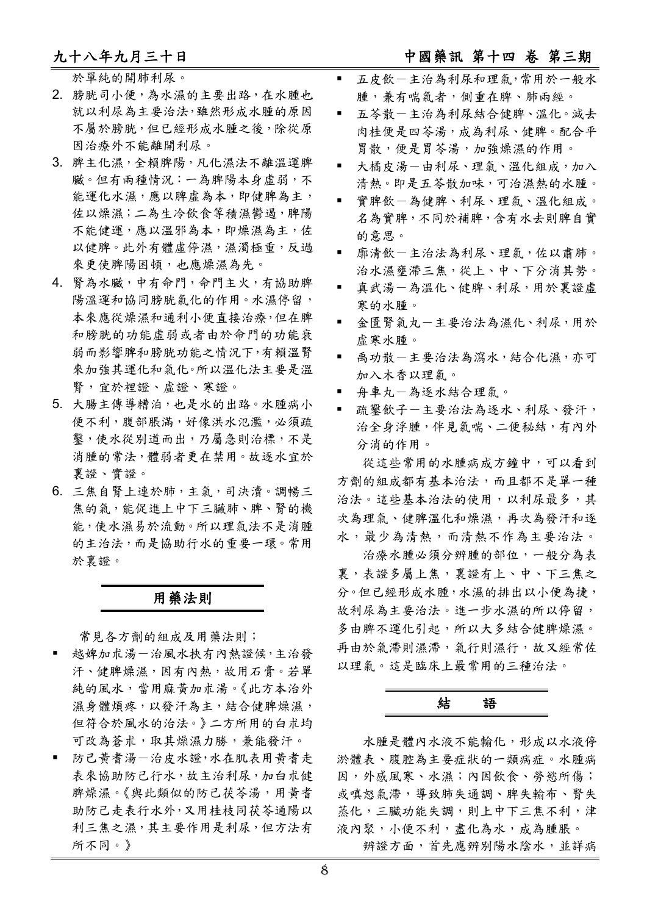於單純的開肺利尿。

2. 膀胱司小便，為水濕的主要出路，在水腫也就以利尿為主要治法，雖然形成水腫的原因不屬於膀胱，但已經形成水腫之後，除從原因治療外不能離開利尿。
3. 脾主化濕，全賴脾陽，凡化濕法不離溫運脾臟。但有兩種情況：一為脾陽本身虛弱，不能運化水濕，應以脾虛為本，即健脾為主，佐以燥濕；二為生冷飲食等積濕鬱遏，脾陽不能健運，應以濕邪為本，即燥濕為主，佐以健脾。此外有體虛停濕，濕濁極重，反過來更使脾陽困頓，也應燥濕為先。
4. 腎為水臟，中有命門，命門主火，有協助脾陽溫運和協同膀胱氣化的作用。水濕停留，本來應從燥濕和通利小便直接治療，但在脾和膀胱的功能虛弱或者由於命門的功能衰弱而影響脾和膀胱功能之情況下，有賴溫腎來加強其運化和氣化。所以溫化法主要是溫腎，宜於裡證、虛證、寒證。
5. 大腸主傳導糟泊，也是水的出路。水腫病小便不利，腹部脹滿，好像洪水氾濫，必須疏鑿，使水從別道而出，乃屬急則治標，不是消腫的常法，體弱者更在禁用。故逐水宜於裏證、實證。
6. 三焦自腎上連於肺，主氣，司決瀆。調暢三焦的氣，能促進上中下三臟肺、脾、腎的機能，使水濕易於流動。所以理氣法不是消腫的主治法，而是協助行水的重要一環。常用於裏證。

## 用藥法則

常見各方劑的組成及用藥法則；

- 越婢加朮湯－治風水挾有內熱證候，主治發汗、健脾燥濕，因有內熱，故用石膏。若單純的風水，當用麻黃加朮湯。《此方本治外濕身體煩疼，以發汗為主，結合健脾燥濕，但符合於風水的治法。》二方所用的白朮均可改為蒼朮，取其燥濕力勝，兼能發汗。
- 防己黃耆湯－治皮水證，水在肌表用黃耆走表來協助防己行水，故主治利尿，加白朮健脾燥濕。《與此類似的防己茯苓湯，用黃耆助防己走表行水外，又用桂枝同茯苓通陽以利三焦之濕，其主要作用是利尿，但方法有所不同。》
- 五皮飲－主治為利尿和理氣，常用於一般水腫，兼有喘氣者，側重在脾、肺兩經。
- 五苓散－主治為利尿結合健脾、溫化。減去肉桂便是四苓湯，成為利尿、健脾。配合平胃散，便是胃苓湯，加強燥濕的作用。
- 大橘皮湯－由利尿、理氣、溫化組成，加入清熱。即是五苓散加味，可治濕熱的水腫。
- 實脾飲－為健脾、利尿、理氣、溫化組成。名為實脾，不同於補脾，含有水去則脾自實的意思。
- 廓清飲－主治法為利尿、理氣，佐以肅肺。治水濕壅滯三焦，從上、中、下分消其勢。
- 真武湯－為溫化、健脾、利尿，用於裏證虛寒的水腫。
- 金匱腎氣丸－主要治法為濕化、利尿，用於虛寒水腫。
- 禹功散－主要治法為瀉水，結合化濕，亦可加入木香以理氣。
- 舟車丸－為逐水結合理氣。
- 疏鑿飲子－主要治法為逐水、利尿、發汗，治全身浮腫，伴見氣喘、二便秘結，有內外分消的作用。

從這些常用的水腫病成方鐘中，可以看到方劑的組成都有基本治法，而且都不是單一種治法。這些基本治法的使用，以利尿最多，其次為理氣、健脾溫化和燥濕，再次為發汗和逐水，最少為清熱，而清熱不作為主要治法。

治療水腫必須分辨腫的部位，一般分為表裏，表證多屬上焦，裏證有上、中、下三焦之分。但已經形成水腫，水濕的排出以小便為捷，故利尿為主要治法。進一步水濕的所以停留，多由脾不運化引起，所以大多結合健脾燥濕。再由於氣滯則濕滯，氣行則濕行，故又經常佐以理氣。這是臨床上最常用的三種治法。

## 結　　語

水腫是體內水液不能輸化，形成以水液停淤體表、腹腔為主要症狀的一類病症。水腫病因，外感風寒、水濕；內因飲食、勞慾所傷；或嗔怒氣滯，導致肺失通調、脾失輸布、腎失蒸化，三臟功能失調，則上中下三焦不利，津液內聚，小便不利，盡化為水，成為腫脹。

辨證方面，首先應辨別陽水陰水，並詳病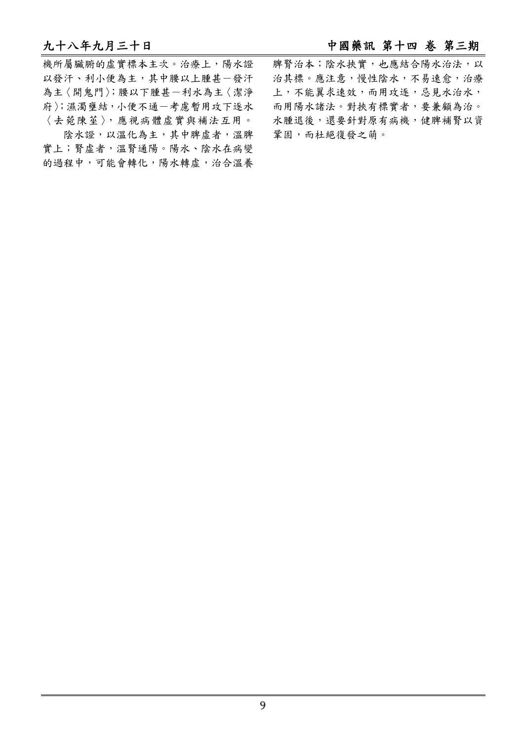機所屬臟腑的虛實標本主次。治療上，陽水證以發汗、利小便為主，其中腰以上腫甚－發汗為主〈開鬼門〉；腰以下腫甚－利水為主〈潔淨府〉；濕濁壅結，小便不通－考慮暫用攻下逐水〈去菀陳莝〉，應視病體虛實與補法互用。

陰水證，以溫化為主，其中脾虛者，溫脾實上；腎虛者，溫腎通陽。陽水、陰水在病變的過程中，可能會轉化，陽水轉虛，治合溫養脾腎治本；陰水挾實，也應結合陽水治法，以治其標。應注意，慢性陰水，不易速愈，治療上，不能翼求速效，而用攻逐，忌見水治水，而用陽水諸法。對挾有標實者，要兼顧為治。水腫退後，還要針對原有病機，健脾補腎以資鞏固，而杜絕復發之萌。